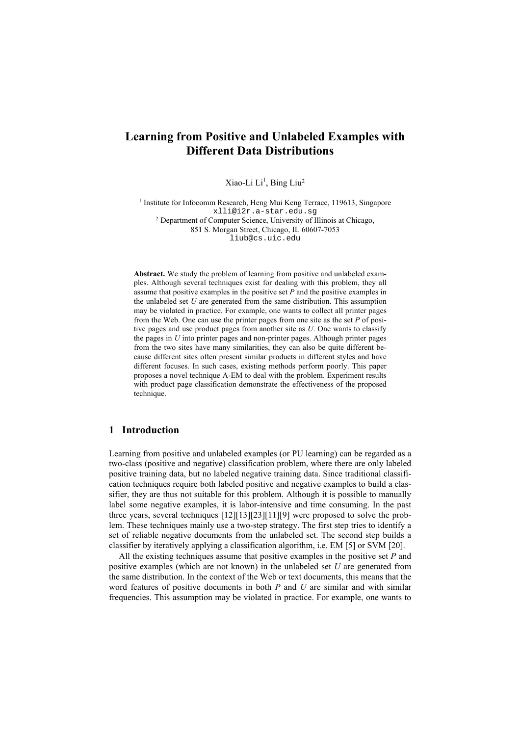# Learning from Positive and Unlabeled Examples with Different Data Distributions

Xiao-Li Li[1], Bing Liu[2]

[1] Institute for Infocomm Research, Heng Mui Keng Terrace, 119613, Singapore
xlli@i2r.a-star.edu.sg
[2] Department of Computer Science, University of Illinois at Chicago,
851 S. Morgan Street, Chicago, IL 60607-7053
liub@cs.uic.edu

**Abstract.** We study the problem of learning from positive and unlabeled examples. Although several techniques exist for dealing with this problem, they all assume that positive examples in the positive set *P* and the positive examples in the unlabeled set *U* are generated from the same distribution. This assumption may be violated in practice. For example, one wants to collect all printer pages from the Web. One can use the printer pages from one site as the set *P* of positive pages and use product pages from another site as *U*. One wants to classify the pages in *U* into printer pages and non-printer pages. Although printer pages from the two sites have many similarities, they can also be quite different because different sites often present similar products in different styles and have different focuses. In such cases, existing methods perform poorly. This paper proposes a novel technique A-EM to deal with the problem. Experiment results with product page classification demonstrate the effectiveness of the proposed technique.

## 1 Introduction

Learning from positive and unlabeled examples (or PU learning) can be regarded as a two-class (positive and negative) classification problem, where there are only labeled positive training data, but no labeled negative training data. Since traditional classification techniques require both labeled positive and negative examples to build a classifier, they are thus not suitable for this problem. Although it is possible to manually label some negative examples, it is labor-intensive and time consuming. In the past three years, several techniques [12][13][23][11][9] were proposed to solve the problem. These techniques mainly use a two-step strategy. The first step tries to identify a set of reliable negative documents from the unlabeled set. The second step builds a classifier by iteratively applying a classification algorithm, i.e. EM [5] or SVM [20].

All the existing techniques assume that positive examples in the positive set *P* and positive examples (which are not known) in the unlabeled set *U* are generated from the same distribution. In the context of the Web or text documents, this means that the word features of positive documents in both *P* and *U* are similar and with similar frequencies. This assumption may be violated in practice. For example, one wants to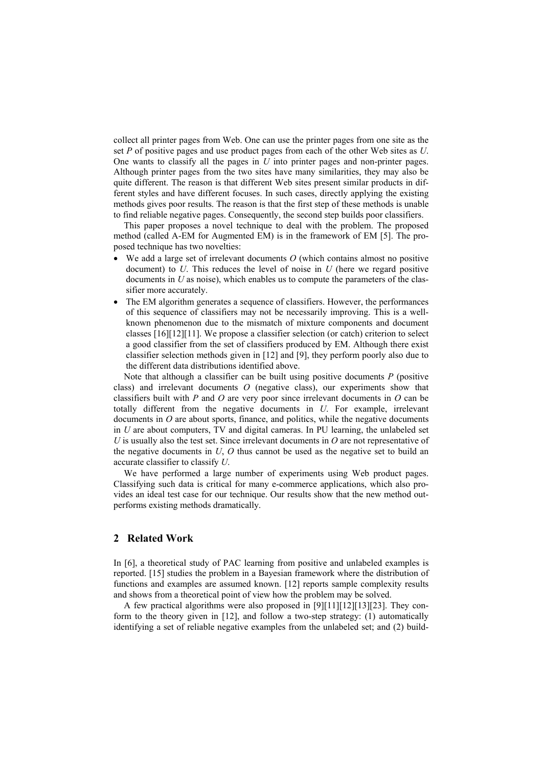collect all printer pages from Web. One can use the printer pages from one site as the set *P* of positive pages and use product pages from each of the other Web sites as *U*. One wants to classify all the pages in *U* into printer pages and non-printer pages. Although printer pages from the two sites have many similarities, they may also be quite different. The reason is that different Web sites present similar products in different styles and have different focuses. In such cases, directly applying the existing methods gives poor results. The reason is that the first step of these methods is unable to find reliable negative pages. Consequently, the second step builds poor classifiers.

This paper proposes a novel technique to deal with the problem. The proposed method (called A-EM for Augmented EM) is in the framework of EM [5]. The proposed technique has two novelties:

- We add a large set of irrelevant documents *O* (which contains almost no positive document) to *U*. This reduces the level of noise in *U* (here we regard positive documents in *U* as noise), which enables us to compute the parameters of the classifier more accurately.
- The EM algorithm generates a sequence of classifiers. However, the performances of this sequence of classifiers may not be necessarily improving. This is a well-known phenomenon due to the mismatch of mixture components and document classes [16][12][11]. We propose a classifier selection (or catch) criterion to select a good classifier from the set of classifiers produced by EM. Although there exist classifier selection methods given in [12] and [9], they perform poorly also due to the different data distributions identified above.

Note that although a classifier can be built using positive documents *P* (positive class) and irrelevant documents *O* (negative class), our experiments show that classifiers built with *P* and *O* are very poor since irrelevant documents in *O* can be totally different from the negative documents in *U*. For example, irrelevant documents in *O* are about sports, finance, and politics, while the negative documents in *U* are about computers, TV and digital cameras. In PU learning, the unlabeled set *U* is usually also the test set. Since irrelevant documents in *O* are not representative of the negative documents in *U*, *O* thus cannot be used as the negative set to build an accurate classifier to classify *U*.

We have performed a large number of experiments using Web product pages. Classifying such data is critical for many e-commerce applications, which also provides an ideal test case for our technique. Our results show that the new method outperforms existing methods dramatically.

## 2 Related Work

In [6], a theoretical study of PAC learning from positive and unlabeled examples is reported. [15] studies the problem in a Bayesian framework where the distribution of functions and examples are assumed known. [12] reports sample complexity results and shows from a theoretical point of view how the problem may be solved.

A few practical algorithms were also proposed in [9][11][12][13][23]. They conform to the theory given in [12], and follow a two-step strategy: (1) automatically identifying a set of reliable negative examples from the unlabeled set; and (2) build-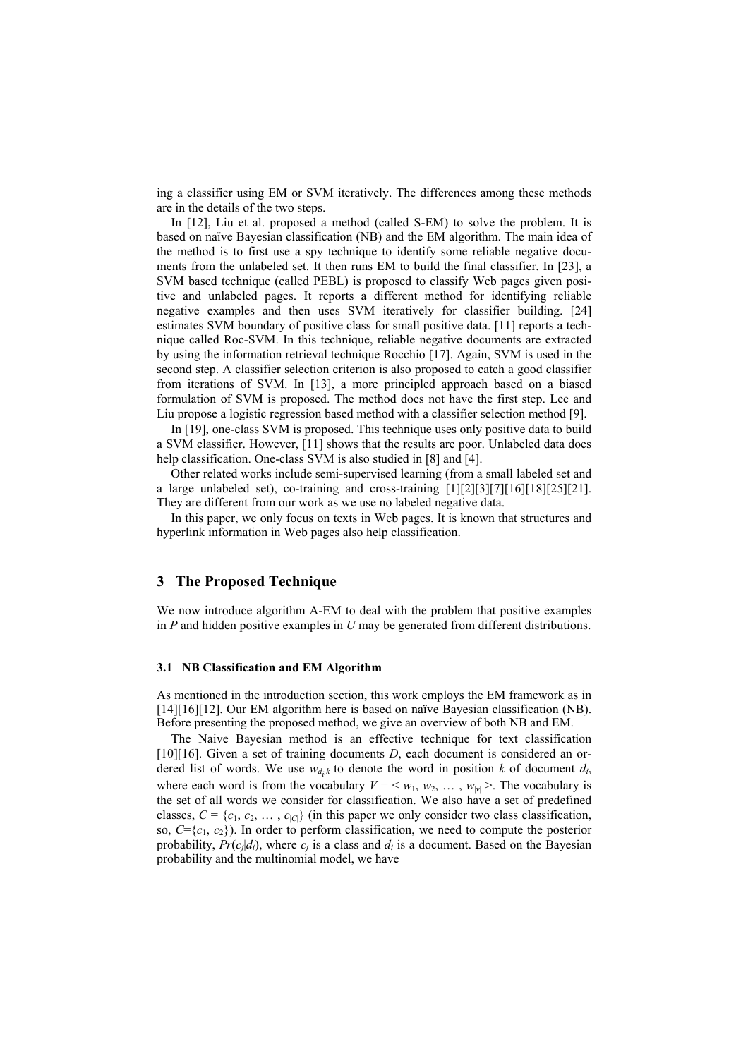ing a classifier using EM or SVM iteratively. The differences among these methods are in the details of the two steps.

In [12], Liu et al. proposed a method (called S-EM) to solve the problem. It is based on naïve Bayesian classification (NB) and the EM algorithm. The main idea of the method is to first use a spy technique to identify some reliable negative documents from the unlabeled set. It then runs EM to build the final classifier. In [23], a SVM based technique (called PEBL) is proposed to classify Web pages given positive and unlabeled pages. It reports a different method for identifying reliable negative examples and then uses SVM iteratively for classifier building. [24] estimates SVM boundary of positive class for small positive data. [11] reports a technique called Roc-SVM. In this technique, reliable negative documents are extracted by using the information retrieval technique Rocchio [17]. Again, SVM is used in the second step. A classifier selection criterion is also proposed to catch a good classifier from iterations of SVM. In [13], a more principled approach based on a biased formulation of SVM is proposed. The method does not have the first step. Lee and Liu propose a logistic regression based method with a classifier selection method [9].

In [19], one-class SVM is proposed. This technique uses only positive data to build a SVM classifier. However, [11] shows that the results are poor. Unlabeled data does help classification. One-class SVM is also studied in [8] and [4].

Other related works include semi-supervised learning (from a small labeled set and a large unlabeled set), co-training and cross-training [1][2][3][7][16][18][25][21]. They are different from our work as we use no labeled negative data.

In this paper, we only focus on texts in Web pages. It is known that structures and hyperlink information in Web pages also help classification.

## 3 The Proposed Technique

We now introduce algorithm A-EM to deal with the problem that positive examples in $P$ and hidden positive examples in $U$ may be generated from different distributions.

### 3.1 NB Classification and EM Algorithm

As mentioned in the introduction section, this work employs the EM framework as in [14][16][12]. Our EM algorithm here is based on naïve Bayesian classification (NB). Before presenting the proposed method, we give an overview of both NB and EM.

The Naive Bayesian method is an effective technique for text classification [10][16]. Given a set of training documents $D$, each document is considered an ordered list of words. We use $w_{d_i,k}$ to denote the word in position $k$ of document $d_i$, where each word is from the vocabulary $V = < w_1, w_2, \ldots , w_{|v|} >$. The vocabulary is the set of all words we consider for classification. We also have a set of predefined classes, $C = \{c_1, c_2, \ldots , c_{|C|}\}$ (in this paper we only consider two class classification, so, $C=\{c_1, c_2\}$). In order to perform classification, we need to compute the posterior probability, $Pr(c_j|d_i)$, where $c_j$ is a class and $d_i$ is a document. Based on the Bayesian probability and the multinomial model, we have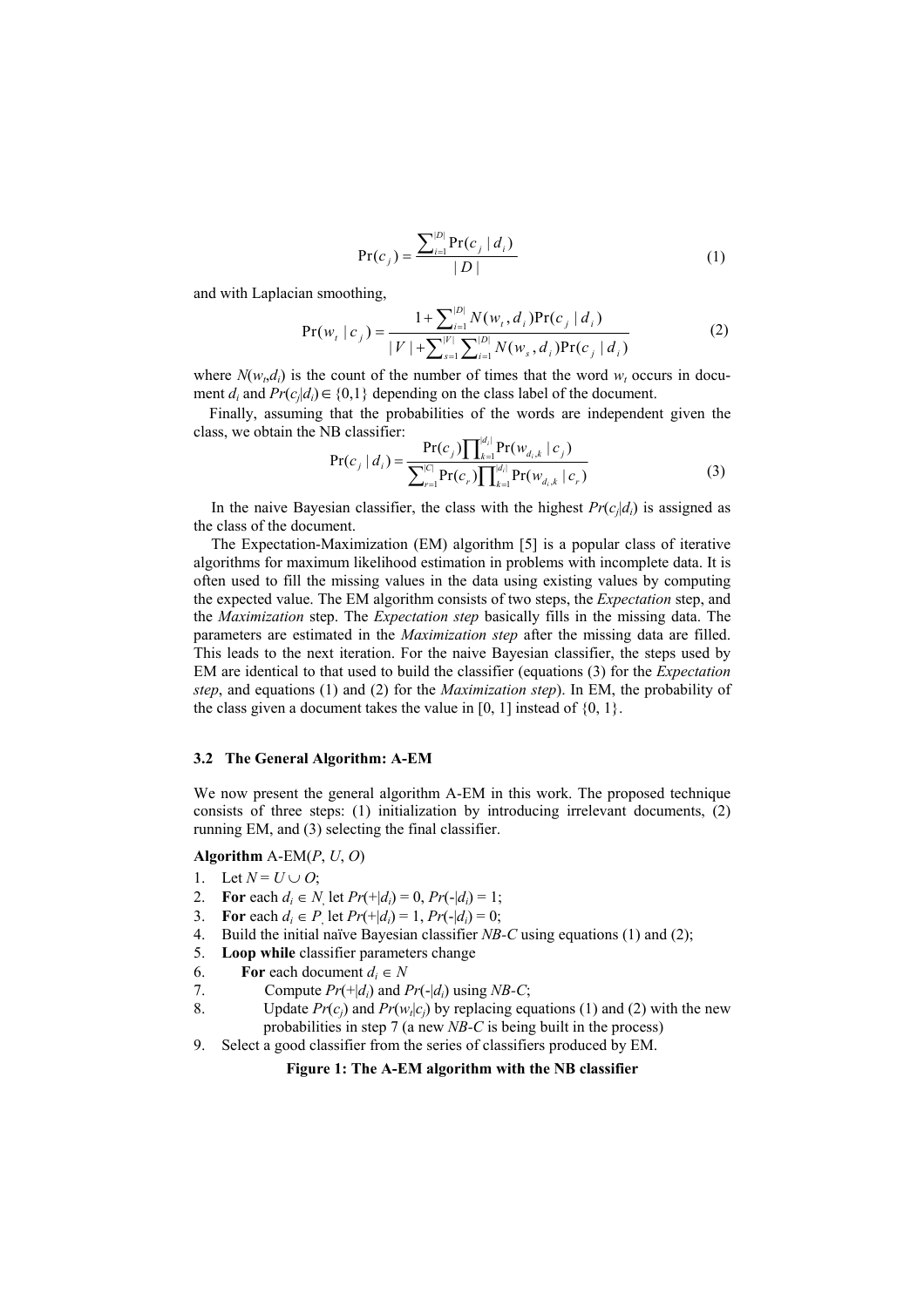$$\Pr(c_j) = \frac{\sum_{i=1}^{|D|} \Pr(c_j \mid d_i)}{|D|} \tag{1}$$

and with Laplacian smoothing,

$$\Pr(w_t \mid c_j) = \frac{1 + \sum_{i=1}^{|D|} N(w_t, d_i) \Pr(c_j \mid d_i)}{|V| + \sum_{s=1}^{|V|} \sum_{i=1}^{|D|} N(w_s, d_i) \Pr(c_j \mid d_i)} \tag{2}$$

where $N(w_t,d_i)$ is the count of the number of times that the word $w_t$ occurs in document $d_i$ and $Pr(c_j|d_i) \in \{0,1\}$ depending on the class label of the document.

Finally, assuming that the probabilities of the words are independent given the class, we obtain the NB classifier:

$$\Pr(c_j \mid d_i) = \frac{\Pr(c_j) \prod_{k=1}^{|d_i|} \Pr(w_{d_i,k} \mid c_j)}{\sum_{r=1}^{|C|} \Pr(c_r) \prod_{k=1}^{|d_i|} \Pr(w_{d_i,k} \mid c_r)} \tag{3}$$

In the naive Bayesian classifier, the class with the highest $Pr(c_j|d_i)$ is assigned as the class of the document.

The Expectation-Maximization (EM) algorithm [5] is a popular class of iterative algorithms for maximum likelihood estimation in problems with incomplete data. It is often used to fill the missing values in the data using existing values by computing the expected value. The EM algorithm consists of two steps, the *Expectation* step, and the *Maximization* step. The *Expectation step* basically fills in the missing data. The parameters are estimated in the *Maximization step* after the missing data are filled. This leads to the next iteration. For the naive Bayesian classifier, the steps used by EM are identical to that used to build the classifier (equations (3) for the *Expectation step*, and equations (1) and (2) for the *Maximization step*). In EM, the probability of the class given a document takes the value in [0, 1] instead of {0, 1}.

### 3.2 The General Algorithm: A-EM

We now present the general algorithm A-EM in this work. The proposed technique consists of three steps: (1) initialization by introducing irrelevant documents, (2) running EM, and (3) selecting the final classifier.

**Algorithm** A-EM($P$, $U$, $O$)

1. Let $N = U \cup O$;
2. **For** each $d_i \in N$, let $Pr(+|d_i) = 0$, $Pr(-|d_i) = 1$;
3. **For** each $d_i \in P$, let $Pr(+|d_i) = 1$, $Pr(-|d_i) = 0$;
4. Build the initial naïve Bayesian classifier *NB-C* using equations (1) and (2);
5. **Loop while** classifier parameters change
6. **For** each document $d_i \in N$
7. Compute $Pr(+|d_i)$ and $Pr(-|d_i)$ using *NB-C*;
8. Update $Pr(c_j)$ and $Pr(w_t|c_j)$ by replacing equations (1) and (2) with the new probabilities in step 7 (a new *NB-C* is being built in the process)
9. Select a good classifier from the series of classifiers produced by EM.

**Figure 1: The A-EM algorithm with the NB classifier**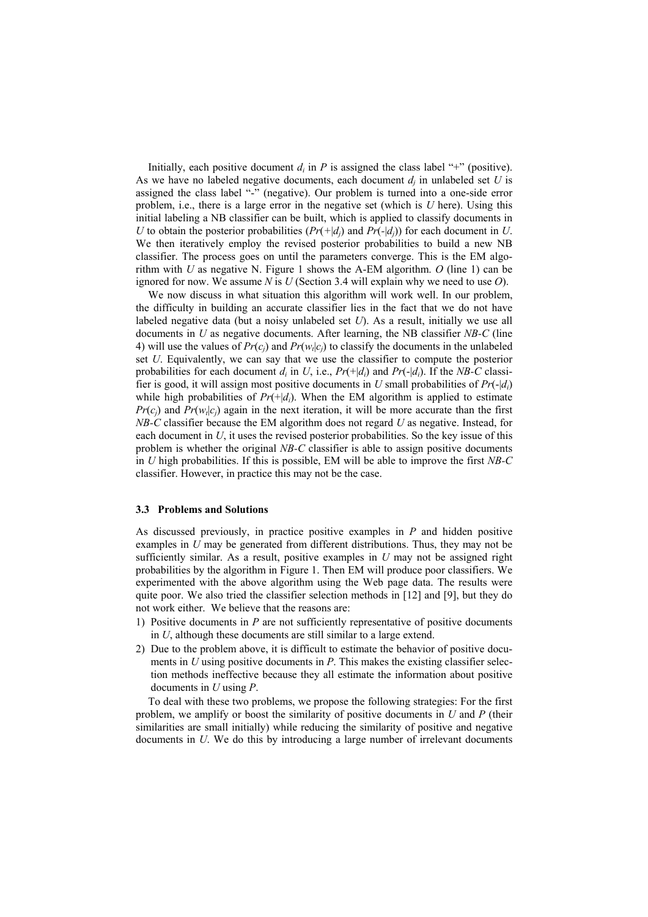Initially, each positive document $d_i$ in $P$ is assigned the class label "+" (positive). As we have no labeled negative documents, each document $d_j$ in unlabeled set $U$ is assigned the class label "-" (negative). Our problem is turned into a one-side error problem, i.e., there is a large error in the negative set (which is $U$ here). Using this initial labeling a NB classifier can be built, which is applied to classify documents in $U$ to obtain the posterior probabilities ($Pr(+|d_j)$ and $Pr(-|d_j)$) for each document in $U$. We then iteratively employ the revised posterior probabilities to build a new NB classifier. The process goes on until the parameters converge. This is the EM algorithm with $U$ as negative N. Figure 1 shows the A-EM algorithm. $O$ (line 1) can be ignored for now. We assume $N$ is $U$ (Section 3.4 will explain why we need to use $O$).

We now discuss in what situation this algorithm will work well. In our problem, the difficulty in building an accurate classifier lies in the fact that we do not have labeled negative data (but a noisy unlabeled set $U$). As a result, initially we use all documents in $U$ as negative documents. After learning, the NB classifier *NB-C* (line 4) will use the values of $Pr(c_j)$ and $Pr(w_t|c_j)$ to classify the documents in the unlabeled set $U$. Equivalently, we can say that we use the classifier to compute the posterior probabilities for each document $d_i$ in $U$, i.e., $Pr(+|d_i)$ and $Pr(-|d_i)$. If the *NB-C* classifier is good, it will assign most positive documents in $U$ small probabilities of $Pr(-|d_i)$ while high probabilities of $Pr(+|d_i)$. When the EM algorithm is applied to estimate $Pr(c_j)$ and $Pr(w_t|c_j)$ again in the next iteration, it will be more accurate than the first *NB-C* classifier because the EM algorithm does not regard $U$ as negative. Instead, for each document in $U$, it uses the revised posterior probabilities. So the key issue of this problem is whether the original *NB-C* classifier is able to assign positive documents in $U$ high probabilities. If this is possible, EM will be able to improve the first *NB-C* classifier. However, in practice this may not be the case.

### 3.3 Problems and Solutions

As discussed previously, in practice positive examples in $P$ and hidden positive examples in $U$ may be generated from different distributions. Thus, they may not be sufficiently similar. As a result, positive examples in $U$ may not be assigned right probabilities by the algorithm in Figure 1. Then EM will produce poor classifiers. We experimented with the above algorithm using the Web page data. The results were quite poor. We also tried the classifier selection methods in [12] and [9], but they do not work either. We believe that the reasons are:

1) Positive documents in $P$ are not sufficiently representative of positive documents in $U$, although these documents are still similar to a large extend.
2) Due to the problem above, it is difficult to estimate the behavior of positive documents in $U$ using positive documents in $P$. This makes the existing classifier selection methods ineffective because they all estimate the information about positive documents in $U$ using $P$.

To deal with these two problems, we propose the following strategies: For the first problem, we amplify or boost the similarity of positive documents in $U$ and $P$ (their similarities are small initially) while reducing the similarity of positive and negative documents in $U$. We do this by introducing a large number of irrelevant documents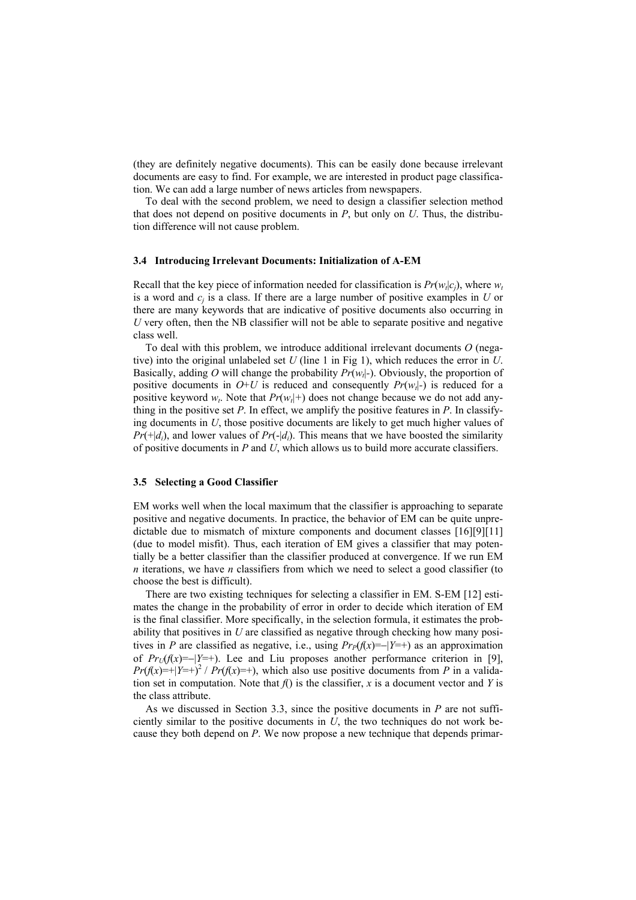(they are definitely negative documents). This can be easily done because irrelevant documents are easy to find. For example, we are interested in product page classification. We can add a large number of news articles from newspapers.

To deal with the second problem, we need to design a classifier selection method that does not depend on positive documents in *P*, but only on *U*. Thus, the distribution difference will not cause problem.

### 3.4 Introducing Irrelevant Documents: Initialization of A-EM

Recall that the key piece of information needed for classification is $Pr(w_t|c_j)$, where $w_t$ is a word and $c_j$ is a class. If there are a large number of positive examples in *U* or there are many keywords that are indicative of positive documents also occurring in *U* very often, then the NB classifier will not be able to separate positive and negative class well.

To deal with this problem, we introduce additional irrelevant documents *O* (negative) into the original unlabeled set *U* (line 1 in Fig 1), which reduces the error in *U*. Basically, adding *O* will change the probability $Pr(w_t|-)$. Obviously, the proportion of positive documents in *O*+*U* is reduced and consequently $Pr(w_t|-)$ is reduced for a positive keyword $w_t$. Note that $Pr(w_t|+)$ does not change because we do not add anything in the positive set *P*. In effect, we amplify the positive features in *P*. In classifying documents in *U*, those positive documents are likely to get much higher values of $Pr(+|d_i)$, and lower values of $Pr(-|d_i)$. This means that we have boosted the similarity of positive documents in *P* and *U*, which allows us to build more accurate classifiers.

### 3.5 Selecting a Good Classifier

EM works well when the local maximum that the classifier is approaching to separate positive and negative documents. In practice, the behavior of EM can be quite unpredictable due to mismatch of mixture components and document classes [16][9][11] (due to model misfit). Thus, each iteration of EM gives a classifier that may potentially be a better classifier than the classifier produced at convergence. If we run EM *n* iterations, we have *n* classifiers from which we need to select a good classifier (to choose the best is difficult).

There are two existing techniques for selecting a classifier in EM. S-EM [12] estimates the change in the probability of error in order to decide which iteration of EM is the final classifier. More specifically, in the selection formula, it estimates the probability that positives in *U* are classified as negative through checking how many positives in *P* are classified as negative, i.e., using $Pr_P(f(x)=-|Y=+)$ as an approximation of $Pr_U(f(x)=-|Y=+)$. Lee and Liu proposes another performance criterion in [9], $Pr(f(x)=+|Y=+)^2 / Pr(f(x)=+)$, which also use positive documents from *P* in a validation set in computation. Note that $f()$ is the classifier, *x* is a document vector and *Y* is the class attribute.

As we discussed in Section 3.3, since the positive documents in *P* are not sufficiently similar to the positive documents in *U*, the two techniques do not work because they both depend on *P*. We now propose a new technique that depends primar-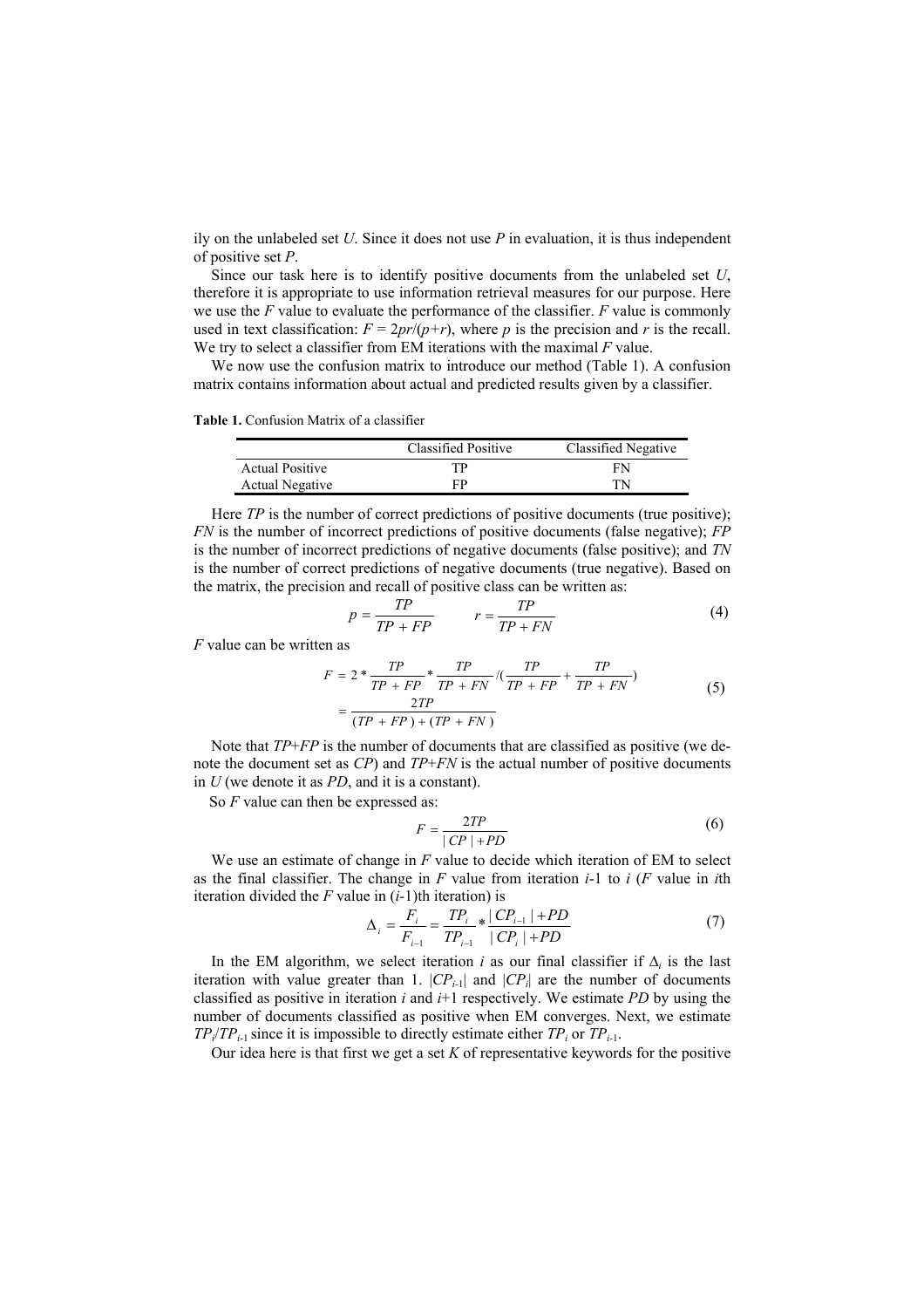ily on the unlabeled set *U*. Since it does not use *P* in evaluation, it is thus independent of positive set *P*.

Since our task here is to identify positive documents from the unlabeled set *U*, therefore it is appropriate to use information retrieval measures for our purpose. Here we use the *F* value to evaluate the performance of the classifier. *F* value is commonly used in text classification: $F = 2pr/(p+r)$, where *p* is the precision and *r* is the recall. We try to select a classifier from EM iterations with the maximal *F* value.

We now use the confusion matrix to introduce our method (Table 1). A confusion matrix contains information about actual and predicted results given by a classifier.

**Table 1.** Confusion Matrix of a classifier

| | Classified Positive | Classified Negative |
|---|---|---|
| Actual Positive | TP | FN |
| Actual Negative | FP | TN |

Here *TP* is the number of correct predictions of positive documents (true positive); *FN* is the number of incorrect predictions of positive documents (false negative); *FP* is the number of incorrect predictions of negative documents (false positive); and *TN* is the number of correct predictions of negative documents (true negative). Based on the matrix, the precision and recall of positive class can be written as:

$$p = \frac{TP}{TP + FP} \qquad r = \frac{TP}{TP + FN} \tag{4}$$

*F* value can be written as

$$\begin{aligned} F &= 2 * \frac{TP}{TP + FP} * \frac{TP}{TP + FN} / \left( \frac{TP}{TP + FP} + \frac{TP}{TP + FN} \right) \\ &= \frac{2TP}{(TP + FP) + (TP + FN)} \end{aligned} \tag{5}$$

Note that *TP*+*FP* is the number of documents that are classified as positive (we denote the document set as *CP*) and *TP*+*FN* is the actual number of positive documents in *U* (we denote it as *PD*, and it is a constant).

So *F* value can then be expressed as:

$$F = \frac{2TP}{|CP| + PD} \tag{6}$$

We use an estimate of change in *F* value to decide which iteration of EM to select as the final classifier. The change in *F* value from iteration *i*-1 to *i* (*F* value in *i*th iteration divided the *F* value in (*i*-1)th iteration) is

$$\Delta_i = \frac{F_i}{F_{i-1}} = \frac{TP_i}{TP_{i-1}} * \frac{|CP_{i-1}| + PD}{|CP_i| + PD} \tag{7}$$

In the EM algorithm, we select iteration *i* as our final classifier if $\Delta_i$ is the last iteration with value greater than 1. $|CP_{i-1}|$ and $|CP_i|$ are the number of documents classified as positive in iteration *i* and *i*+1 respectively. We estimate *PD* by using the number of documents classified as positive when EM converges. Next, we estimate $TP_i/TP_{i-1}$ since it is impossible to directly estimate either $TP_i$ or $TP_{i-1}$.

Our idea here is that first we get a set *K* of representative keywords for the positive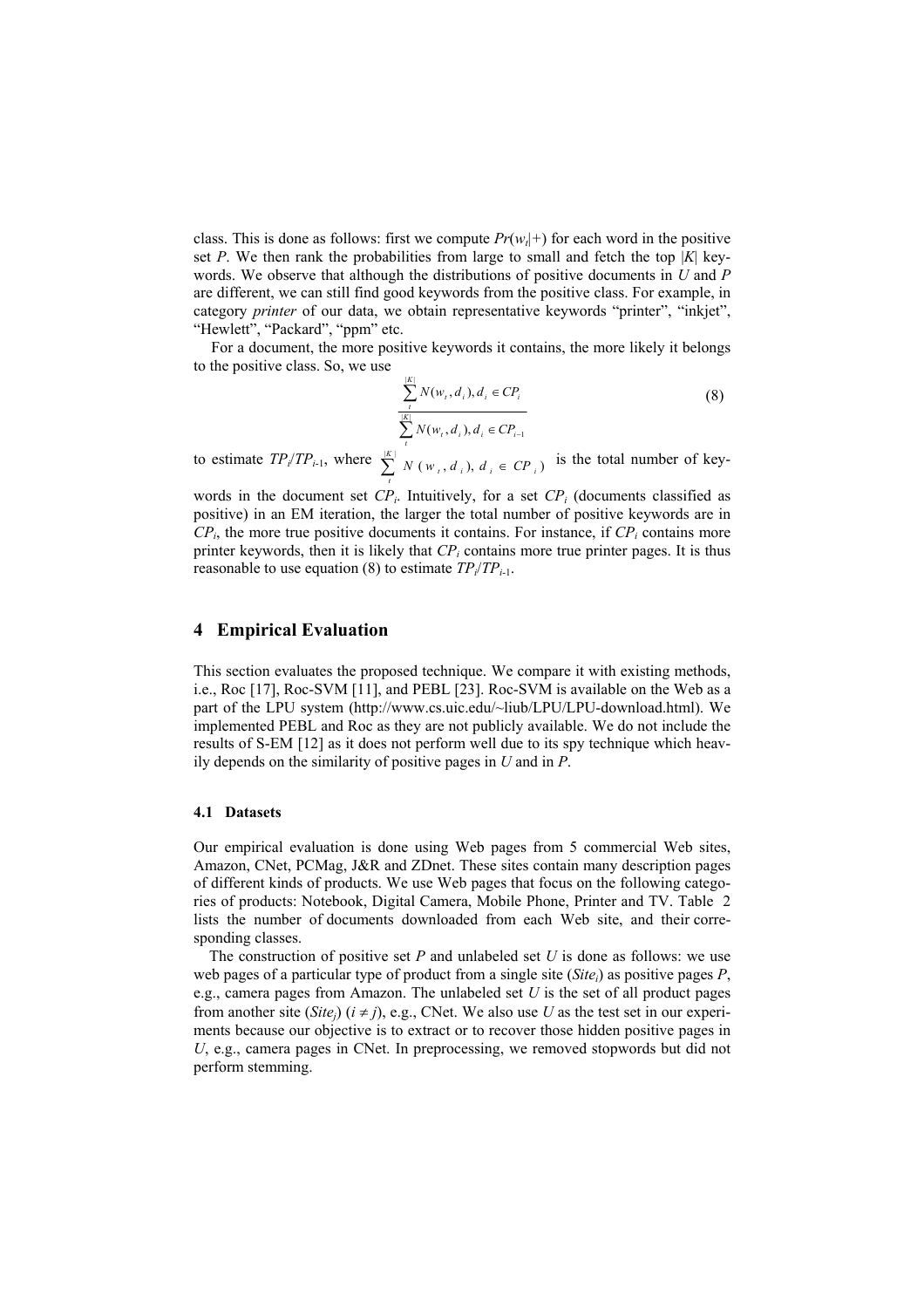class. This is done as follows: first we compute $Pr(w_t|+)$ for each word in the positive set $P$. We then rank the probabilities from large to small and fetch the top $|K|$ keywords. We observe that although the distributions of positive documents in $U$ and $P$ are different, we can still find good keywords from the positive class. For example, in category *printer* of our data, we obtain representative keywords "printer", "inkjet", "Hewlett", "Packard", "ppm" etc.

For a document, the more positive keywords it contains, the more likely it belongs to the positive class. So, we use

$$\frac{\sum_{t}^{|K|} N(w_t, d_i), d_i \in CP_i}{\sum_{t}^{|K|} N(w_t, d_i), d_i \in CP_{i-1}} \tag{8}$$

to estimate $TP_i/TP_{i-1}$, where $\sum_{t}^{|K|} N(w_t, d_i), d_i \in CP_i)$ is the total number of keywords in the document set $CP_i$. Intuitively, for a set $CP_i$ (documents classified as positive) in an EM iteration, the larger the total number of positive keywords are in $CP_i$, the more true positive documents it contains. For instance, if $CP_i$ contains more printer keywords, then it is likely that $CP_i$ contains more true printer pages. It is thus reasonable to use equation (8) to estimate $TP_i/TP_{i-1}$.

## 4 Empirical Evaluation

This section evaluates the proposed technique. We compare it with existing methods, i.e., Roc [17], Roc-SVM [11], and PEBL [23]. Roc-SVM is available on the Web as a part of the LPU system (http://www.cs.uic.edu/~liub/LPU/LPU-download.html). We implemented PEBL and Roc as they are not publicly available. We do not include the results of S-EM [12] as it does not perform well due to its spy technique which heavily depends on the similarity of positive pages in $U$ and in $P$.

### 4.1 Datasets

Our empirical evaluation is done using Web pages from 5 commercial Web sites, Amazon, CNet, PCMag, J&R and ZDnet. These sites contain many description pages of different kinds of products. We use Web pages that focus on the following categories of products: Notebook, Digital Camera, Mobile Phone, Printer and TV. Table 2 lists the number of documents downloaded from each Web site, and their corresponding classes.

The construction of positive set $P$ and unlabeled set $U$ is done as follows: we use web pages of a particular type of product from a single site ($Site_i$) as positive pages $P$, e.g., camera pages from Amazon. The unlabeled set $U$ is the set of all product pages from another site ($Site_j$) ($i \neq j$), e.g., CNet. We also use $U$ as the test set in our experiments because our objective is to extract or to recover those hidden positive pages in $U$, e.g., camera pages in CNet. In preprocessing, we removed stopwords but did not perform stemming.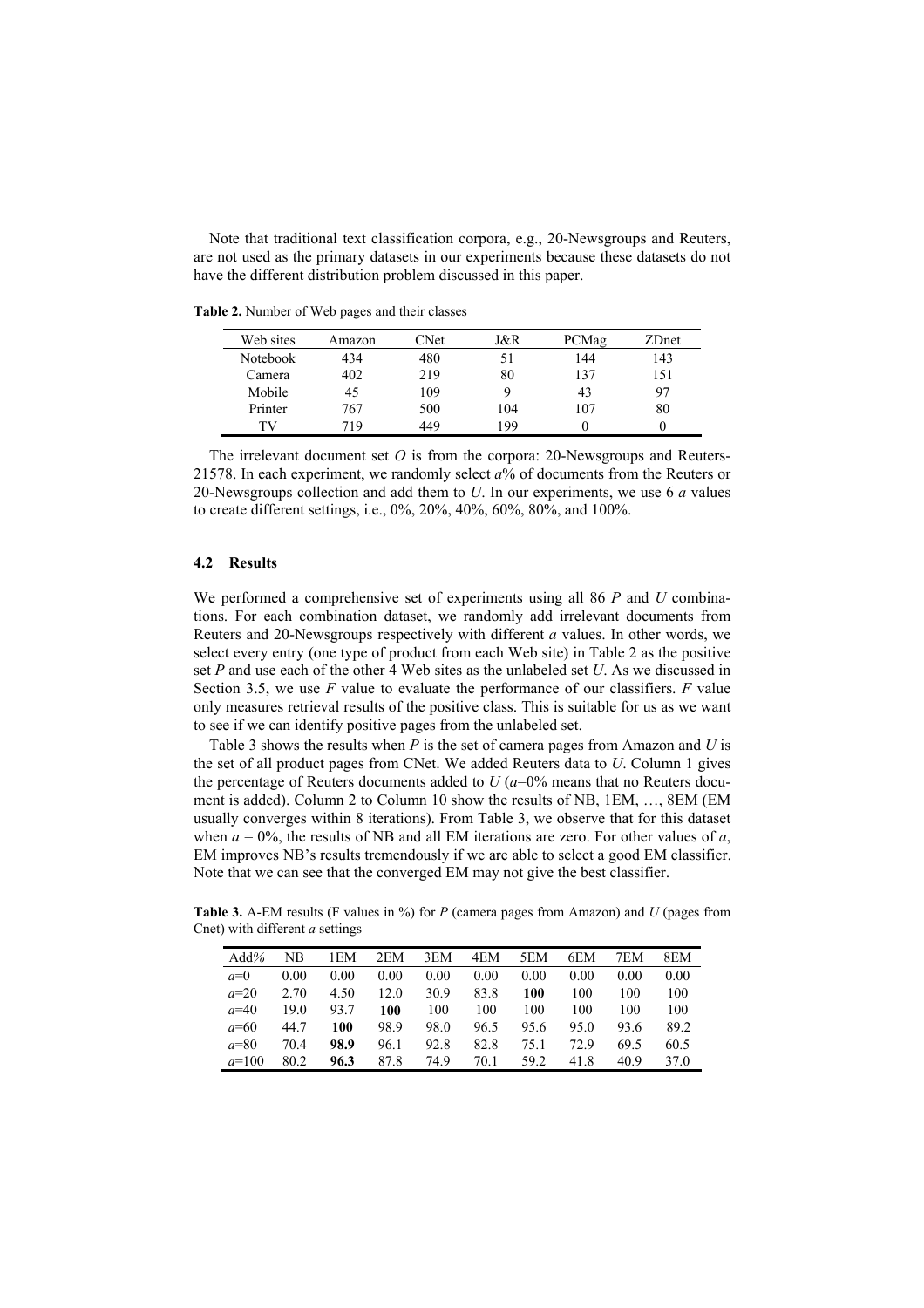Note that traditional text classification corpora, e.g., 20-Newsgroups and Reuters, are not used as the primary datasets in our experiments because these datasets do not have the different distribution problem discussed in this paper.

**Table 2.** Number of Web pages and their classes

| Web sites | Amazon | CNet | J&R | PCMag | ZDnet |
|---|---|---|---|---|---|
| Notebook | 434 | 480 | 51 | 144 | 143 |
| Camera | 402 | 219 | 80 | 137 | 151 |
| Mobile | 45 | 109 | 9 | 43 | 97 |
| Printer | 767 | 500 | 104 | 107 | 80 |
| TV | 719 | 449 | 199 | 0 | 0 |

The irrelevant document set *O* is from the corpora: 20-Newsgroups and Reuters-21578. In each experiment, we randomly select *a*% of documents from the Reuters or 20-Newsgroups collection and add them to *U*. In our experiments, we use 6 *a* values to create different settings, i.e., 0%, 20%, 40%, 60%, 80%, and 100%.

### 4.2 Results

We performed a comprehensive set of experiments using all 86 *P* and *U* combinations. For each combination dataset, we randomly add irrelevant documents from Reuters and 20-Newsgroups respectively with different *a* values. In other words, we select every entry (one type of product from each Web site) in Table 2 as the positive set *P* and use each of the other 4 Web sites as the unlabeled set *U*. As we discussed in Section 3.5, we use *F* value to evaluate the performance of our classifiers. *F* value only measures retrieval results of the positive class. This is suitable for us as we want to see if we can identify positive pages from the unlabeled set.

Table 3 shows the results when *P* is the set of camera pages from Amazon and *U* is the set of all product pages from CNet. We added Reuters data to *U*. Column 1 gives the percentage of Reuters documents added to *U* (*a*=0% means that no Reuters document is added). Column 2 to Column 10 show the results of NB, 1EM, …, 8EM (EM usually converges within 8 iterations). From Table 3, we observe that for this dataset when $a = 0\%$, the results of NB and all EM iterations are zero. For other values of *a*, EM improves NB's results tremendously if we are able to select a good EM classifier. Note that we can see that the converged EM may not give the best classifier.

**Table 3.** A-EM results (F values in %) for *P* (camera pages from Amazon) and *U* (pages from Cnet) with different *a* settings

| Add% | NB | 1EM | 2EM | 3EM | 4EM | 5EM | 6EM | 7EM | 8EM |
|---|---|---|---|---|---|---|---|---|---|
| *a*=0 | 0.00 | 0.00 | 0.00 | 0.00 | 0.00 | 0.00 | 0.00 | 0.00 | 0.00 |
| *a*=20 | 2.70 | 4.50 | 12.0 | 30.9 | 83.8 | **100** | 100 | 100 | 100 |
| *a*=40 | 19.0 | 93.7 | **100** | 100 | 100 | 100 | 100 | 100 | 100 |
| *a*=60 | 44.7 | **100** | 98.9 | 98.0 | 96.5 | 95.6 | 95.0 | 93.6 | 89.2 |
| *a*=80 | 70.4 | **98.9** | 96.1 | 92.8 | 82.8 | 75.1 | 72.9 | 69.5 | 60.5 |
| *a*=100 | 80.2 | **96.3** | 87.8 | 74.9 | 70.1 | 59.2 | 41.8 | 40.9 | 37.0 |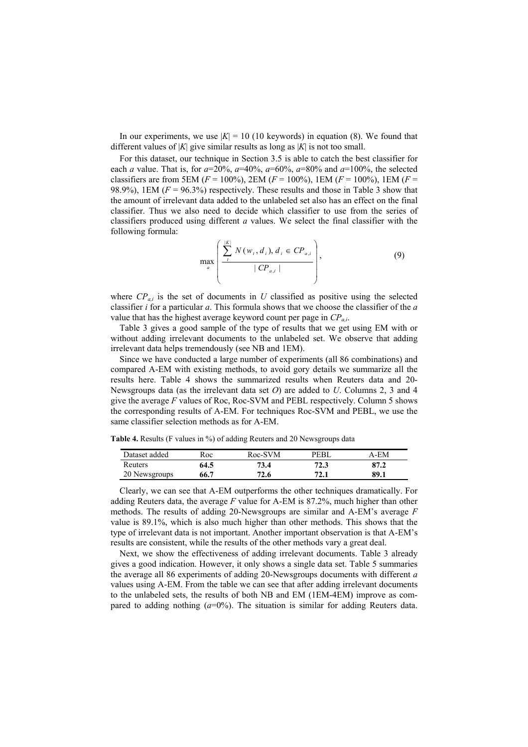In our experiments, we use $|K| = 10$ (10 keywords) in equation (8). We found that different values of $|K|$ give similar results as long as $|K|$ is not too small.

For this dataset, our technique in Section 3.5 is able to catch the best classifier for each $a$ value. That is, for $a$=20%, $a$=40%, $a$=60%, $a$=80% and $a$=100%, the selected classifiers are from 5EM ($F$ = 100%), 2EM ($F$ = 100%), 1EM ($F$ = 100%), 1EM ($F$ = 98.9%), 1EM ($F$ = 96.3%) respectively. These results and those in Table 3 show that the amount of irrelevant data added to the unlabeled set also has an effect on the final classifier. Thus we also need to decide which classifier to use from the series of classifiers produced using different $a$ values. We select the final classifier with the following formula:

$$\max_{a} \left( \frac{\sum_{t}^{|K|} N(w_t, d_i),\ d_i \in CP_{a,i}}{|CP_{a,i}|} \right), \tag{9}$$

where $CP_{a,i}$ is the set of documents in $U$ classified as positive using the selected classifier $i$ for a particular $a$. This formula shows that we choose the classifier of the $a$ value that has the highest average keyword count per page in $CP_{a,i}$.

Table 3 gives a good sample of the type of results that we get using EM with or without adding irrelevant documents to the unlabeled set. We observe that adding irrelevant data helps tremendously (see NB and 1EM).

Since we have conducted a large number of experiments (all 86 combinations) and compared A-EM with existing methods, to avoid gory details we summarize all the results here. Table 4 shows the summarized results when Reuters data and 20-Newsgroups data (as the irrelevant data set $O$) are added to $U$. Columns 2, 3 and 4 give the average $F$ values of Roc, Roc-SVM and PEBL respectively. Column 5 shows the corresponding results of A-EM. For techniques Roc-SVM and PEBL, we use the same classifier selection methods as for A-EM.

**Table 4.** Results (F values in %) of adding Reuters and 20 Newsgroups data

| Dataset added | Roc | Roc-SVM | PEBL | A-EM |
|---|---|---|---|---|
| Reuters | **64.5** | **73.4** | **72.3** | **87.2** |
| 20 Newsgroups | **66.7** | **72.6** | **72.1** | **89.1** |

Clearly, we can see that A-EM outperforms the other techniques dramatically. For adding Reuters data, the average $F$ value for A-EM is 87.2%, much higher than other methods. The results of adding 20-Newsgroups are similar and A-EM's average $F$ value is 89.1%, which is also much higher than other methods. This shows that the type of irrelevant data is not important. Another important observation is that A-EM's results are consistent, while the results of the other methods vary a great deal.

Next, we show the effectiveness of adding irrelevant documents. Table 3 already gives a good indication. However, it only shows a single data set. Table 5 summaries the average all 86 experiments of adding 20-Newsgroups documents with different $a$ values using A-EM. From the table we can see that after adding irrelevant documents to the unlabeled sets, the results of both NB and EM (1EM-4EM) improve as compared to adding nothing ($a$=0%). The situation is similar for adding Reuters data.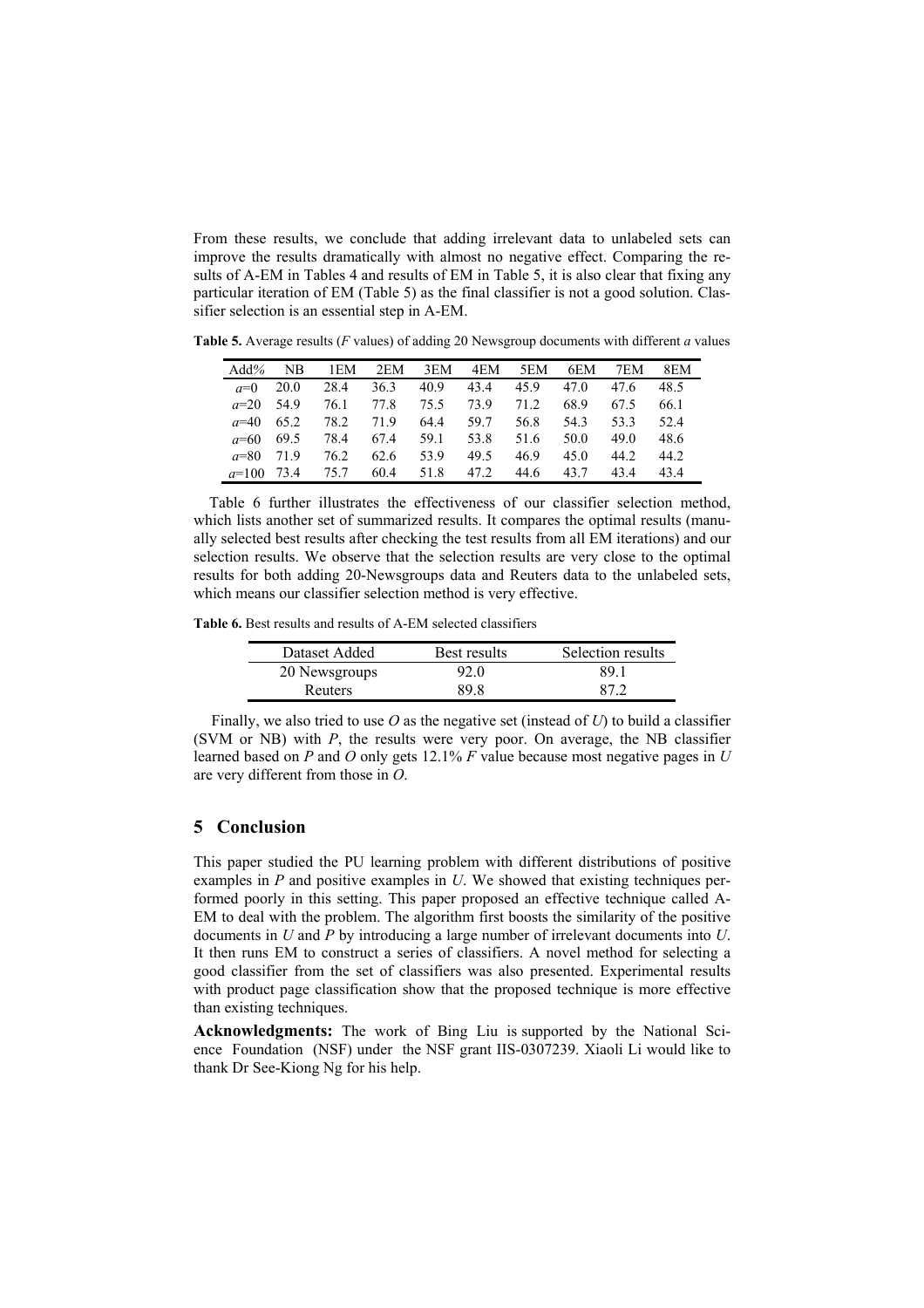From these results, we conclude that adding irrelevant data to unlabeled sets can improve the results dramatically with almost no negative effect. Comparing the results of A-EM in Tables 4 and results of EM in Table 5, it is also clear that fixing any particular iteration of EM (Table 5) as the final classifier is not a good solution. Classifier selection is an essential step in A-EM.

**Table 5.** Average results (*F* values) of adding 20 Newsgroup documents with different *a* values

| Add% | NB | 1EM | 2EM | 3EM | 4EM | 5EM | 6EM | 7EM | 8EM |
|---|---|---|---|---|---|---|---|---|---|
| *a*=0 | 20.0 | 28.4 | 36.3 | 40.9 | 43.4 | 45.9 | 47.0 | 47.6 | 48.5 |
| *a*=20 | 54.9 | 76.1 | 77.8 | 75.5 | 73.9 | 71.2 | 68.9 | 67.5 | 66.1 |
| *a*=40 | 65.2 | 78.2 | 71.9 | 64.4 | 59.7 | 56.8 | 54.3 | 53.3 | 52.4 |
| *a*=60 | 69.5 | 78.4 | 67.4 | 59.1 | 53.8 | 51.6 | 50.0 | 49.0 | 48.6 |
| *a*=80 | 71.9 | 76.2 | 62.6 | 53.9 | 49.5 | 46.9 | 45.0 | 44.2 | 44.2 |
| *a*=100 | 73.4 | 75.7 | 60.4 | 51.8 | 47.2 | 44.6 | 43.7 | 43.4 | 43.4 |

Table 6 further illustrates the effectiveness of our classifier selection method, which lists another set of summarized results. It compares the optimal results (manually selected best results after checking the test results from all EM iterations) and our selection results. We observe that the selection results are very close to the optimal results for both adding 20-Newsgroups data and Reuters data to the unlabeled sets, which means our classifier selection method is very effective.

**Table 6.** Best results and results of A-EM selected classifiers

| Dataset Added | Best results | Selection results |
|---|---|---|
| 20 Newsgroups | 92.0 | 89.1 |
| Reuters | 89.8 | 87.2 |

Finally, we also tried to use *O* as the negative set (instead of *U*) to build a classifier (SVM or NB) with *P*, the results were very poor. On average, the NB classifier learned based on *P* and *O* only gets 12.1% *F* value because most negative pages in *U* are very different from those in *O*.

## 5 Conclusion

This paper studied the PU learning problem with different distributions of positive examples in *P* and positive examples in *U*. We showed that existing techniques performed poorly in this setting. This paper proposed an effective technique called A-EM to deal with the problem. The algorithm first boosts the similarity of the positive documents in *U* and *P* by introducing a large number of irrelevant documents into *U*. It then runs EM to construct a series of classifiers. A novel method for selecting a good classifier from the set of classifiers was also presented. Experimental results with product page classification show that the proposed technique is more effective than existing techniques.

**Acknowledgments:** The work of Bing Liu is supported by the National Science Foundation (NSF) under the NSF grant IIS-0307239. Xiaoli Li would like to thank Dr See-Kiong Ng for his help.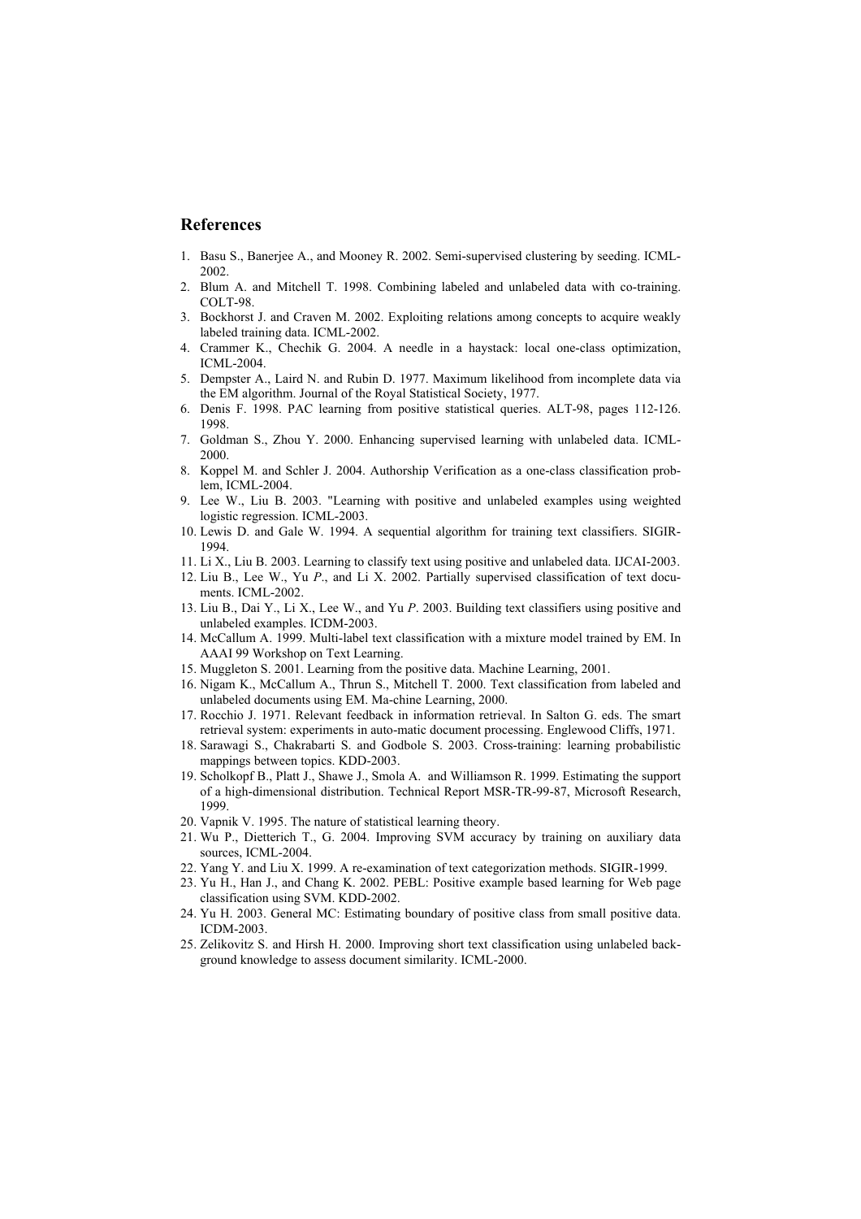## References

1. Basu S., Banerjee A., and Mooney R. 2002. Semi-supervised clustering by seeding. ICML-2002.
2. Blum A. and Mitchell T. 1998. Combining labeled and unlabeled data with co-training. COLT-98.
3. Bockhorst J. and Craven M. 2002. Exploiting relations among concepts to acquire weakly labeled training data. ICML-2002.
4. Crammer K., Chechik G. 2004. A needle in a haystack: local one-class optimization, ICML-2004.
5. Dempster A., Laird N. and Rubin D. 1977. Maximum likelihood from incomplete data via the EM algorithm. Journal of the Royal Statistical Society, 1977.
6. Denis F. 1998. PAC learning from positive statistical queries. ALT-98, pages 112-126. 1998.
7. Goldman S., Zhou Y. 2000. Enhancing supervised learning with unlabeled data. ICML-2000.
8. Koppel M. and Schler J. 2004. Authorship Verification as a one-class classification problem, ICML-2004.
9. Lee W., Liu B. 2003. "Learning with positive and unlabeled examples using weighted logistic regression. ICML-2003.
10. Lewis D. and Gale W. 1994. A sequential algorithm for training text classifiers. SIGIR-1994.
11. Li X., Liu B. 2003. Learning to classify text using positive and unlabeled data. IJCAI-2003.
12. Liu B., Lee W., Yu *P*., and Li X. 2002. Partially supervised classification of text documents. ICML-2002.
13. Liu B., Dai Y., Li X., Lee W., and Yu *P*. 2003. Building text classifiers using positive and unlabeled examples. ICDM-2003.
14. McCallum A. 1999. Multi-label text classification with a mixture model trained by EM. In AAAI 99 Workshop on Text Learning.
15. Muggleton S. 2001. Learning from the positive data. Machine Learning, 2001.
16. Nigam K., McCallum A., Thrun S., Mitchell T. 2000. Text classification from labeled and unlabeled documents using EM. Ma-chine Learning, 2000.
17. Rocchio J. 1971. Relevant feedback in information retrieval. In Salton G. eds. The smart retrieval system: experiments in auto-matic document processing. Englewood Cliffs, 1971.
18. Sarawagi S., Chakrabarti S. and Godbole S. 2003. Cross-training: learning probabilistic mappings between topics. KDD-2003.
19. Scholkopf B., Platt J., Shawe J., Smola A. and Williamson R. 1999. Estimating the support of a high-dimensional distribution. Technical Report MSR-TR-99-87, Microsoft Research, 1999.
20. Vapnik V. 1995. The nature of statistical learning theory.
21. Wu P., Dietterich T., G. 2004. Improving SVM accuracy by training on auxiliary data sources, ICML-2004.
22. Yang Y. and Liu X. 1999. A re-examination of text categorization methods. SIGIR-1999.
23. Yu H., Han J., and Chang K. 2002. PEBL: Positive example based learning for Web page classification using SVM. KDD-2002.
24. Yu H. 2003. General MC: Estimating boundary of positive class from small positive data. ICDM-2003.
25. Zelikovitz S. and Hirsh H. 2000. Improving short text classification using unlabeled background knowledge to assess document similarity. ICML-2000.